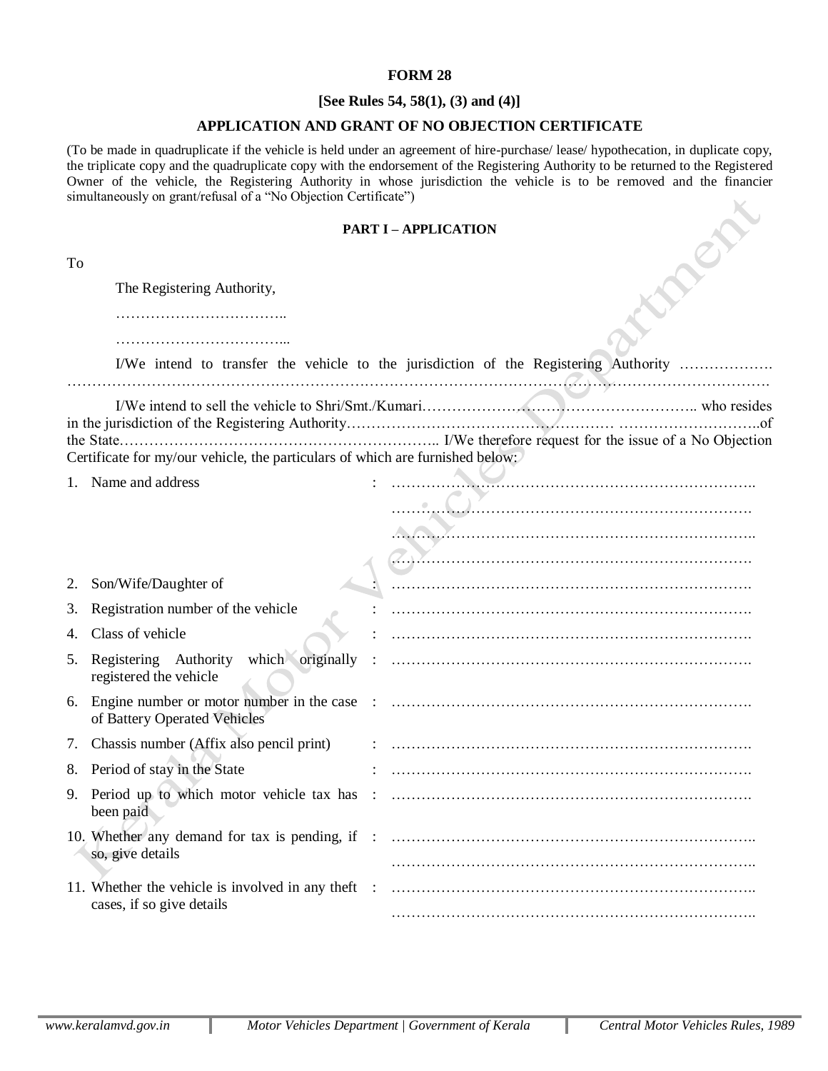**FORM 28**

**[See Rules 54, 58(1), (3) and (4)]**

**APPLICATION AND GRANT OF NO OBJECTION CERTIFICATE**

(To be made in quadruplicate if the vehicle is held under an agreement of hire-purchase/ lease/ hypothecation, in duplicate copy, the triplicate copy and the quadruplicate copy with the endorsement of the Registering Authority to be returned to the Registered Owner of the vehicle, the Registering Authority in whose jurisdiction the vehicle is to be removed and the financier simultaneously on grant/refusal of a "No Objection Certificate")

**PART I – APPLICATION**

To

The Registering Authority,

……………………………..

……………………………...

I/We intend to transfer the vehicle to the jurisdiction of the Registering Authority ………………. ……………………………………………………………………………………………………………………….

I/We intend to sell the vehicle to Shri/Smt./Kumari…………………………………………….. who resides in the jurisdiction of the Registering Authority……………………………………………… ………………………..of the State……………………………………………………….. I/We therefore request for the issue of a No Objection Certificate for my/our vehicle, the particulars of which are furnished below:

1. Name and address : ……………………………………………………………….. ………………………………………………………………. ……………………………………………………………….. ……………………………………………………………….
2. Son/Wife/Daughter of : ……………………………………………………………….
3. Registration number of the vehicle : ……………………………………………………………….
4. Class of vehicle : ……………………………………………………………….
5. Registering Authority which originally registered the vehicle : ……………………………………………………………….
6. Engine number or motor number in the case of Battery Operated Vehicles : ……………………………………………………………….
7. Chassis number (Affix also pencil print) : ……………………………………………………………….
8. Period of stay in the State : ……………………………………………………………….
9. Period up to which motor vehicle tax has been paid : ……………………………………………………………….
10. Whether any demand for tax is pending, if so, give details : ……………………………………………………………….. ………………………………………………………………..
11. Whether the vehicle is involved in any theft cases, if so give details : ……………………………………………………………….. ………………………………………………………………..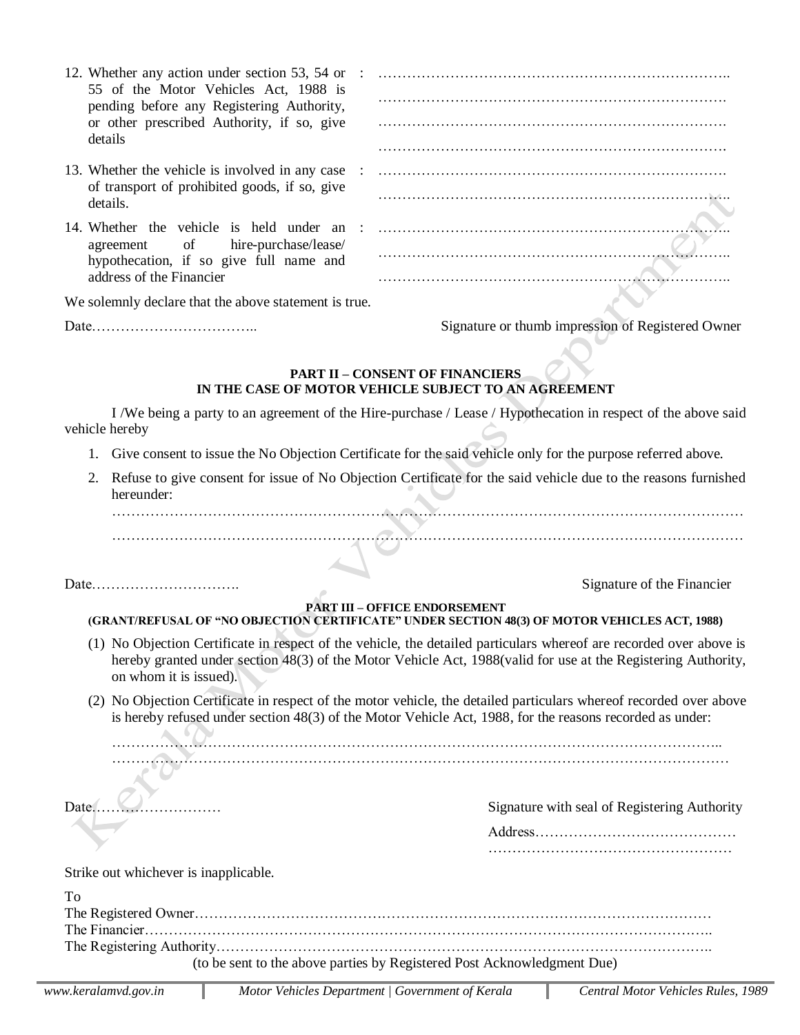12. Whether any action under section 53, 54 or 55 of the Motor Vehicles Act, 1988 is pending before any Registering Authority, or other prescribed Authority, if so, give details : ……………………………………………………………….. ………………………………………………………………. ………………………………………………………………. ……………………………………………………………….

13. Whether the vehicle is involved in any case of transport of prohibited goods, if so, give details. : ………………………………………………………………. ………………………………………………………………..

14. Whether the vehicle is held under an agreement of hire-purchase/lease/ hypothecation, if so give full name and address of the Financier : ……………………………………………………………….. ……………………………………………………………….. ………………………………………………………………..

We solemnly declare that the above statement is true.

Date……………………………..

Signature or thumb impression of Registered Owner

**PART II – CONSENT OF FINANCIERS IN THE CASE OF MOTOR VEHICLE SUBJECT TO AN AGREEMENT**

I /We being a party to an agreement of the Hire-purchase / Lease / Hypothecation in respect of the above said vehicle hereby

1. Give consent to issue the No Objection Certificate for the said vehicle only for the purpose referred above.
2. Refuse to give consent for issue of No Objection Certificate for the said vehicle due to the reasons furnished hereunder:

   ………………………………………………………………………………………………………………
   ………………………………………………………………………………………………………………

Date………………………….

Signature of the Financier

**PART III – OFFICE ENDORSEMENT**

**(GRANT/REFUSAL OF "NO OBJECTION CERTIFICATE" UNDER SECTION 48(3) OF MOTOR VEHICLES ACT, 1988)**

(1) No Objection Certificate in respect of the vehicle, the detailed particulars whereof are recorded over above is hereby granted under section 48(3) of the Motor Vehicle Act, 1988(valid for use at the Registering Authority, on whom it is issued).

(2) No Objection Certificate in respect of the motor vehicle, the detailed particulars whereof recorded over above is hereby refused under section 48(3) of the Motor Vehicle Act, 1988, for the reasons recorded as under:

………………………………………………………………………………………………………………..
………………………………………………………………………………………………………………

Date………………………

Signature with seal of Registering Authority

Address……………………………………
……………………………………………

Strike out whichever is inapplicable.

To
The Registered Owner………………………………………………………………………………………………
The Financier……………………………………………………………………………………………………..
The Registering Authority………………………………………………………………………………………..
(to be sent to the above parties by Registered Post Acknowledgment Due)